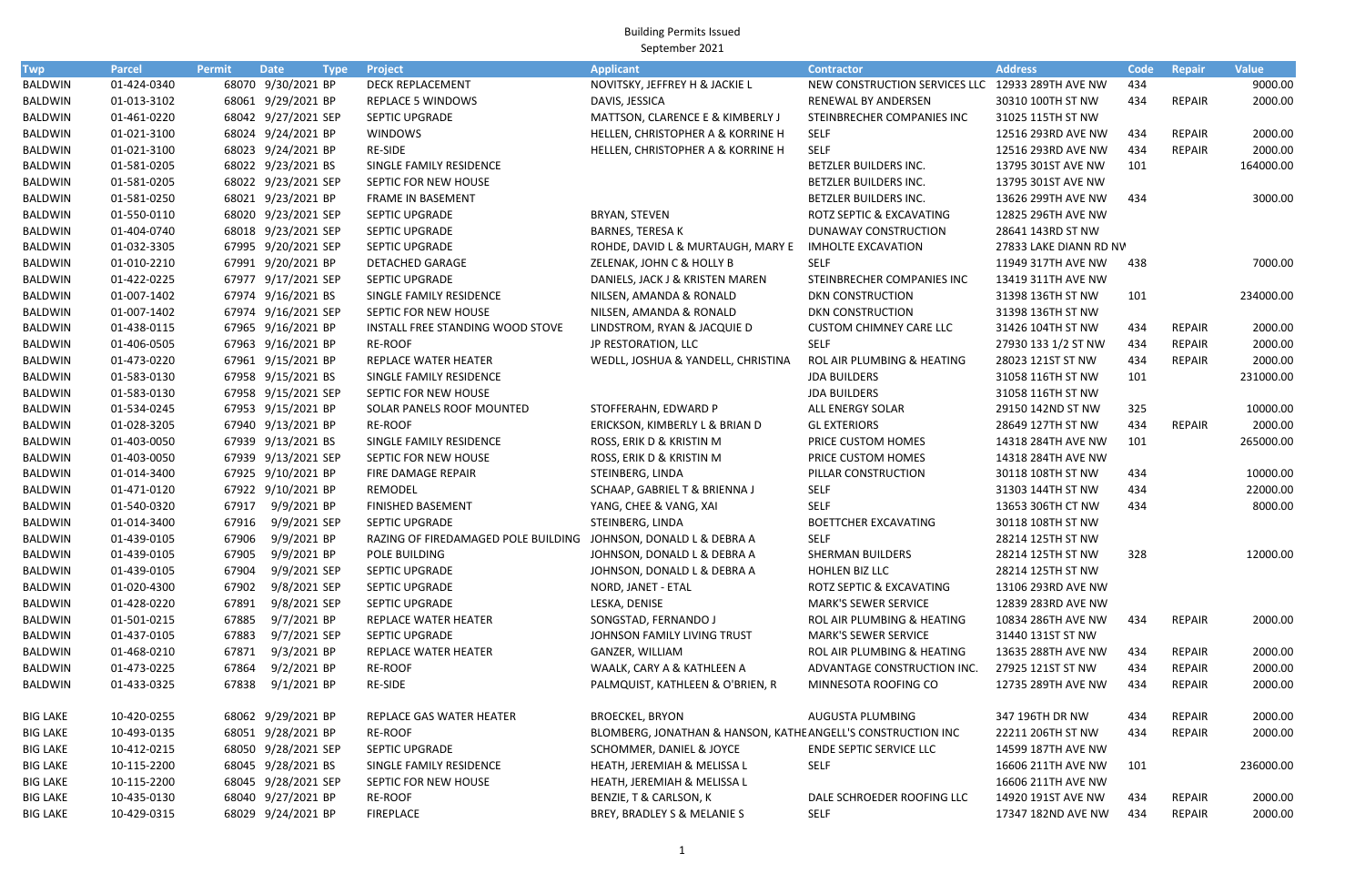# Building Permits Issued

September 2021

| Twp | Parcel | Permit | Date | Type | Project | Applicant | Contractor | Address | Code | Repair | Value |
|---|---|---|---|---|---|---|---|---|---|---|---|
| BALDWIN | 01-424-0340 | 68070 | 9/30/2021 | BP | DECK REPLACEMENT | NOVITSKY, JEFFREY H & JACKIE L | NEW CONSTRUCTION SERVICES LLC | 12933 289TH AVE NW | 434 | | 9000.00 |
| BALDWIN | 01-013-3102 | 68061 | 9/29/2021 | BP | REPLACE 5 WINDOWS | DAVIS, JESSICA | RENEWAL BY ANDERSEN | 30310 100TH ST NW | 434 | REPAIR | 2000.00 |
| BALDWIN | 01-461-0220 | 68042 | 9/27/2021 | SEP | SEPTIC UPGRADE | MATTSON, CLARENCE E & KIMBERLY J | STEINBRECHER COMPANIES INC | 31025 115TH ST NW | | | |
| BALDWIN | 01-021-3100 | 68024 | 9/24/2021 | BP | WINDOWS | HELLEN, CHRISTOPHER A & KORRINE H | SELF | 12516 293RD AVE NW | 434 | REPAIR | 2000.00 |
| BALDWIN | 01-021-3100 | 68023 | 9/24/2021 | BP | RE-SIDE | HELLEN, CHRISTOPHER A & KORRINE H | SELF | 12516 293RD AVE NW | 434 | REPAIR | 2000.00 |
| BALDWIN | 01-581-0205 | 68022 | 9/23/2021 | BS | SINGLE FAMILY RESIDENCE | | BETZLER BUILDERS INC. | 13795 301ST AVE NW | 101 | | 164000.00 |
| BALDWIN | 01-581-0205 | 68022 | 9/23/2021 | SEP | SEPTIC FOR NEW HOUSE | | BETZLER BUILDERS INC. | 13795 301ST AVE NW | | | |
| BALDWIN | 01-581-0250 | 68021 | 9/23/2021 | BP | FRAME IN BASEMENT | | BETZLER BUILDERS INC. | 13626 299TH AVE NW | 434 | | 3000.00 |
| BALDWIN | 01-550-0110 | 68020 | 9/23/2021 | SEP | SEPTIC UPGRADE | BRYAN, STEVEN | ROTZ SEPTIC & EXCAVATING | 12825 296TH AVE NW | | | |
| BALDWIN | 01-404-0740 | 68018 | 9/23/2021 | SEP | SEPTIC UPGRADE | BARNES, TERESA K | DUNAWAY CONSTRUCTION | 28641 143RD ST NW | | | |
| BALDWIN | 01-032-3305 | 67995 | 9/20/2021 | SEP | SEPTIC UPGRADE | ROHDE, DAVID L & MURTAUGH, MARY E | IMHOLTE EXCAVATION | 27833 LAKE DIANN RD NW | | | |
| BALDWIN | 01-010-2210 | 67991 | 9/20/2021 | BP | DETACHED GARAGE | ZELENAK, JOHN C & HOLLY B | SELF | 11949 317TH AVE NW | 438 | | 7000.00 |
| BALDWIN | 01-422-0225 | 67977 | 9/17/2021 | SEP | SEPTIC UPGRADE | DANIELS, JACK J & KRISTEN MAREN | STEINBRECHER COMPANIES INC | 13419 311TH AVE NW | | | |
| BALDWIN | 01-007-1402 | 67974 | 9/16/2021 | BS | SINGLE FAMILY RESIDENCE | NILSEN, AMANDA & RONALD | DKN CONSTRUCTION | 31398 136TH ST NW | 101 | | 234000.00 |
| BALDWIN | 01-007-1402 | 67974 | 9/16/2021 | SEP | SEPTIC FOR NEW HOUSE | NILSEN, AMANDA & RONALD | DKN CONSTRUCTION | 31398 136TH ST NW | | | |
| BALDWIN | 01-438-0115 | 67965 | 9/16/2021 | BP | INSTALL FREE STANDING WOOD STOVE | LINDSTROM, RYAN & JACQUIE D | CUSTOM CHIMNEY CARE LLC | 31426 104TH ST NW | 434 | REPAIR | 2000.00 |
| BALDWIN | 01-406-0505 | 67963 | 9/16/2021 | BP | RE-ROOF | JP RESTORATION, LLC | SELF | 27930 133 1/2 ST NW | 434 | REPAIR | 2000.00 |
| BALDWIN | 01-473-0220 | 67961 | 9/15/2021 | BP | REPLACE WATER HEATER | WEDLL, JOSHUA & YANDELL, CHRISTINA | ROL AIR PLUMBING & HEATING | 28023 121ST ST NW | 434 | REPAIR | 2000.00 |
| BALDWIN | 01-583-0130 | 67958 | 9/15/2021 | BS | SINGLE FAMILY RESIDENCE | | JDA BUILDERS | 31058 116TH ST NW | 101 | | 231000.00 |
| BALDWIN | 01-583-0130 | 67958 | 9/15/2021 | SEP | SEPTIC FOR NEW HOUSE | | JDA BUILDERS | 31058 116TH ST NW | | | |
| BALDWIN | 01-534-0245 | 67953 | 9/15/2021 | BP | SOLAR PANELS ROOF MOUNTED | STOFFERAHN, EDWARD P | ALL ENERGY SOLAR | 29150 142ND ST NW | 325 | | 10000.00 |
| BALDWIN | 01-028-3205 | 67940 | 9/13/2021 | BP | RE-ROOF | ERICKSON, KIMBERLY L & BRIAN D | GL EXTERIORS | 28649 127TH ST NW | 434 | REPAIR | 2000.00 |
| BALDWIN | 01-403-0050 | 67939 | 9/13/2021 | BS | SINGLE FAMILY RESIDENCE | ROSS, ERIK D & KRISTIN M | PRICE CUSTOM HOMES | 14318 284TH AVE NW | 101 | | 265000.00 |
| BALDWIN | 01-403-0050 | 67939 | 9/13/2021 | SEP | SEPTIC FOR NEW HOUSE | ROSS, ERIK D & KRISTIN M | PRICE CUSTOM HOMES | 14318 284TH AVE NW | | | |
| BALDWIN | 01-014-3400 | 67925 | 9/10/2021 | BP | FIRE DAMAGE REPAIR | STEINBERG, LINDA | PILLAR CONSTRUCTION | 30118 108TH ST NW | 434 | | 10000.00 |
| BALDWIN | 01-471-0120 | 67922 | 9/10/2021 | BP | REMODEL | SCHAAP, GABRIEL T & BRIENNA J | SELF | 31303 144TH ST NW | 434 | | 22000.00 |
| BALDWIN | 01-540-0320 | 67917 | 9/9/2021 | BP | FINISHED BASEMENT | YANG, CHEE & VANG, XAI | SELF | 13653 306TH CT NW | 434 | | 8000.00 |
| BALDWIN | 01-014-3400 | 67916 | 9/9/2021 | SEP | SEPTIC UPGRADE | STEINBERG, LINDA | BOETTCHER EXCAVATING | 30118 108TH ST NW | | | |
| BALDWIN | 01-439-0105 | 67906 | 9/9/2021 | BP | RAZING OF FIREDAMAGED POLE BUILDING | JOHNSON, DONALD L & DEBRA A | SELF | 28214 125TH ST NW | | | |
| BALDWIN | 01-439-0105 | 67905 | 9/9/2021 | BP | POLE BUILDING | JOHNSON, DONALD L & DEBRA A | SHERMAN BUILDERS | 28214 125TH ST NW | 328 | | 12000.00 |
| BALDWIN | 01-439-0105 | 67904 | 9/9/2021 | SEP | SEPTIC UPGRADE | JOHNSON, DONALD L & DEBRA A | HOHLEN BIZ LLC | 28214 125TH ST NW | | | |
| BALDWIN | 01-020-4300 | 67902 | 9/8/2021 | SEP | SEPTIC UPGRADE | NORD, JANET - ETAL | ROTZ SEPTIC & EXCAVATING | 13106 293RD AVE NW | | | |
| BALDWIN | 01-428-0220 | 67891 | 9/8/2021 | SEP | SEPTIC UPGRADE | LESKA, DENISE | MARK'S SEWER SERVICE | 12839 283RD AVE NW | | | |
| BALDWIN | 01-501-0215 | 67885 | 9/7/2021 | BP | REPLACE WATER HEATER | SONGSTAD, FERNANDO J | ROL AIR PLUMBING & HEATING | 10834 286TH AVE NW | 434 | REPAIR | 2000.00 |
| BALDWIN | 01-437-0105 | 67883 | 9/7/2021 | SEP | SEPTIC UPGRADE | JOHNSON FAMILY LIVING TRUST | MARK'S SEWER SERVICE | 31440 131ST ST NW | | | |
| BALDWIN | 01-468-0210 | 67871 | 9/3/2021 | BP | REPLACE WATER HEATER | GANZER, WILLIAM | ROL AIR PLUMBING & HEATING | 13635 288TH AVE NW | 434 | REPAIR | 2000.00 |
| BALDWIN | 01-473-0225 | 67864 | 9/2/2021 | BP | RE-ROOF | WAALK, CARY A & KATHLEEN A | ADVANTAGE CONSTRUCTION INC. | 27925 121ST ST NW | 434 | REPAIR | 2000.00 |
| BALDWIN | 01-433-0325 | 67838 | 9/1/2021 | BP | RE-SIDE | PALMQUIST, KATHLEEN & O'BRIEN, R | MINNESOTA ROOFING CO | 12735 289TH AVE NW | 434 | REPAIR | 2000.00 |
| | | | | | | | | | | | |
| BIG LAKE | 10-420-0255 | 68062 | 9/29/2021 | BP | REPLACE GAS WATER HEATER | BROECKEL, BRYON | AUGUSTA PLUMBING | 347 196TH DR NW | 434 | REPAIR | 2000.00 |
| BIG LAKE | 10-493-0135 | 68051 | 9/28/2021 | BP | RE-ROOF | BLOMBERG, JONATHAN & HANSON, KATHE | ANGELL'S CONSTRUCTION INC | 22211 206TH ST NW | 434 | REPAIR | 2000.00 |
| BIG LAKE | 10-412-0215 | 68050 | 9/28/2021 | SEP | SEPTIC UPGRADE | SCHOMMER, DANIEL & JOYCE | ENDE SEPTIC SERVICE LLC | 14599 187TH AVE NW | | | |
| BIG LAKE | 10-115-2200 | 68045 | 9/28/2021 | BS | SINGLE FAMILY RESIDENCE | HEATH, JEREMIAH & MELISSA L | SELF | 16606 211TH AVE NW | 101 | | 236000.00 |
| BIG LAKE | 10-115-2200 | 68045 | 9/28/2021 | SEP | SEPTIC FOR NEW HOUSE | HEATH, JEREMIAH & MELISSA L | | 16606 211TH AVE NW | | | |
| BIG LAKE | 10-435-0130 | 68040 | 9/27/2021 | BP | RE-ROOF | BENZIE, T & CARLSON, K | DALE SCHROEDER ROOFING LLC | 14920 191ST AVE NW | 434 | REPAIR | 2000.00 |
| BIG LAKE | 10-429-0315 | 68029 | 9/24/2021 | BP | FIREPLACE | BREY, BRADLEY S & MELANIE S | SELF | 17347 182ND AVE NW | 434 | REPAIR | 2000.00 |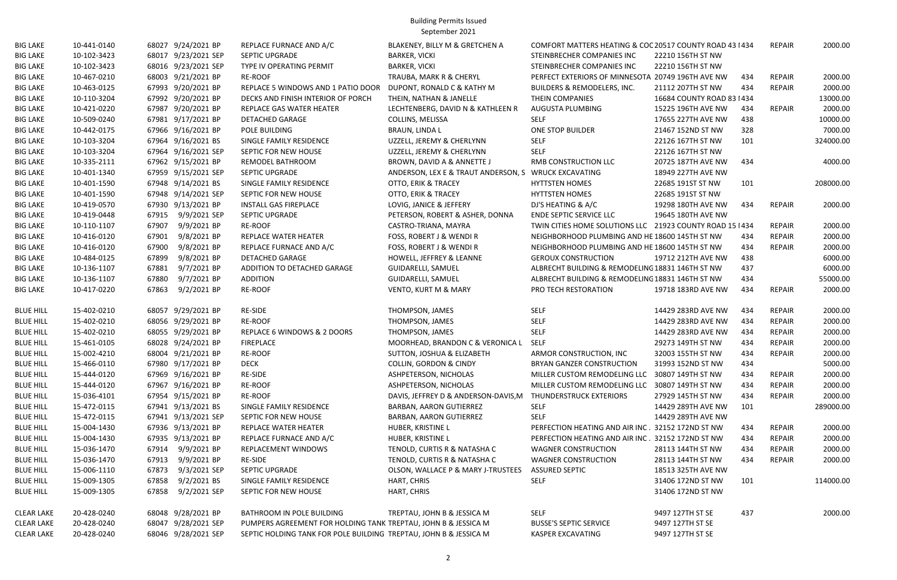# Building Permits Issued

September 2021

| | | | | | | | | | | |
|---|---|---|---|---|---|---|---|---|---|---|
| BIG LAKE | 10-441-0140 | 68027 | 9/24/2021 BP | REPLACE FURNACE AND A/C | BLAKENEY, BILLY M & GRETCHEN A | COMFORT MATTERS HEATING & COC | 20517 COUNTY ROAD 43 I | 434 | REPAIR | 2000.00 |
| BIG LAKE | 10-102-3423 | 68017 | 9/23/2021 SEP | SEPTIC UPGRADE | BARKER, VICKI | STEINBRECHER COMPANIES INC | 22210 156TH ST NW | | | |
| BIG LAKE | 10-102-3423 | 68016 | 9/23/2021 SEP | TYPE IV OPERATING PERMIT | BARKER, VICKI | STEINBRECHER COMPANIES INC | 22210 156TH ST NW | | | |
| BIG LAKE | 10-467-0210 | 68003 | 9/21/2021 BP | RE-ROOF | TRAUBA, MARK R & CHERYL | PERFECT EXTERIORS OF MINNESOTA | 20749 196TH AVE NW | 434 | REPAIR | 2000.00 |
| BIG LAKE | 10-463-0125 | 67993 | 9/20/2021 BP | REPLACE 5 WINDOWS AND 1 PATIO DOOR | DUPONT, RONALD C & KATHY M | BUILDERS & REMODELERS, INC. | 21112 207TH ST NW | 434 | REPAIR | 2000.00 |
| BIG LAKE | 10-110-3204 | 67992 | 9/20/2021 BP | DECKS AND FINISH INTERIOR OF PORCH | THEIN, NATHAN & JANELLE | THEIN COMPANIES | 16684 COUNTY ROAD 83 I | 434 | | 13000.00 |
| BIG LAKE | 10-421-0220 | 67987 | 9/20/2021 BP | REPLACE GAS WATER HEATER | LECHTENBERG, DAVID N & KATHLEEN R | AUGUSTA PLUMBING | 15225 196TH AVE NW | 434 | REPAIR | 2000.00 |
| BIG LAKE | 10-509-0240 | 67981 | 9/17/2021 BP | DETACHED GARAGE | COLLINS, MELISSA | SELF | 17655 227TH AVE NW | 438 | | 10000.00 |
| BIG LAKE | 10-442-0175 | 67966 | 9/16/2021 BP | POLE BUILDING | BRAUN, LINDA L | ONE STOP BUILDER | 21467 152ND ST NW | 328 | | 7000.00 |
| BIG LAKE | 10-103-3204 | 67964 | 9/16/2021 BS | SINGLE FAMILY RESIDENCE | UZZELL, JEREMY & CHERLYNN | SELF | 22126 167TH ST NW | 101 | | 324000.00 |
| BIG LAKE | 10-103-3204 | 67964 | 9/16/2021 SEP | SEPTIC FOR NEW HOUSE | UZZELL, JEREMY & CHERLYNN | SELF | 22126 167TH ST NW | | | |
| BIG LAKE | 10-335-2111 | 67962 | 9/15/2021 BP | REMODEL BATHROOM | BROWN, DAVID A & ANNETTE J | RMB CONSTRUCTION LLC | 20725 187TH AVE NW | 434 | | 4000.00 |
| BIG LAKE | 10-401-1340 | 67959 | 9/15/2021 SEP | SEPTIC UPGRADE | ANDERSON, LEX E & TRAUT ANDERSON, S | WRUCK EXCAVATING | 18949 227TH AVE NW | | | |
| BIG LAKE | 10-401-1590 | 67948 | 9/14/2021 BS | SINGLE FAMILY RESIDENCE | OTTO, ERIK & TRACEY | HYTTSTEN HOMES | 22685 191ST ST NW | 101 | | 208000.00 |
| BIG LAKE | 10-401-1590 | 67948 | 9/14/2021 SEP | SEPTIC FOR NEW HOUSE | OTTO, ERIK & TRACEY | HYTTSTEN HOMES | 22685 191ST ST NW | | | |
| BIG LAKE | 10-419-0570 | 67930 | 9/13/2021 BP | INSTALL GAS FIREPLACE | LOVIG, JANICE & JEFFERY | DJ'S HEATING & A/C | 19298 180TH AVE NW | 434 | REPAIR | 2000.00 |
| BIG LAKE | 10-419-0448 | 67915 | 9/9/2021 SEP | SEPTIC UPGRADE | PETERSON, ROBERT & ASHER, DONNA | ENDE SEPTIC SERVICE LLC | 19645 180TH AVE NW | | | |
| BIG LAKE | 10-110-1107 | 67907 | 9/9/2021 BP | RE-ROOF | CASTRO-TRIANA, MAYRA | TWIN CITIES HOME SOLUTIONS LLC | 21923 COUNTY ROAD 15 I | 434 | REPAIR | 2000.00 |
| BIG LAKE | 10-416-0120 | 67901 | 9/8/2021 BP | REPLACE WATER HEATER | FOSS, ROBERT J & WENDI R | NEIGHBORHOOD PLUMBING AND HE | 18600 145TH ST NW | 434 | REPAIR | 2000.00 |
| BIG LAKE | 10-416-0120 | 67900 | 9/8/2021 BP | REPLACE FURNACE AND A/C | FOSS, ROBERT J & WENDI R | NEIGHBORHOOD PLUMBING AND HE | 18600 145TH ST NW | 434 | REPAIR | 2000.00 |
| BIG LAKE | 10-484-0125 | 67899 | 9/8/2021 BP | DETACHED GARAGE | HOWELL, JEFFREY & LEANNE | GEROUX CONSTRUCTION | 19712 212TH AVE NW | 438 | | 6000.00 |
| BIG LAKE | 10-136-1107 | 67881 | 9/7/2021 BP | ADDITION TO DETACHED GARAGE | GUIDARELLI, SAMUEL | ALBRECHT BUILDING & REMODELING | 18831 146TH ST NW | 437 | | 6000.00 |
| BIG LAKE | 10-136-1107 | 67880 | 9/7/2021 BP | ADDITION | GUIDARELLI, SAMUEL | ALBRECHT BUILDING & REMODELING | 18831 146TH ST NW | 434 | | 55000.00 |
| BIG LAKE | 10-417-0220 | 67863 | 9/2/2021 BP | RE-ROOF | VENTO, KURT M & MARY | PRO TECH RESTORATION | 19718 183RD AVE NW | 434 | REPAIR | 2000.00 |
| BLUE HILL | 15-402-0210 | 68057 | 9/29/2021 BP | RE-SIDE | THOMPSON, JAMES | SELF | 14429 283RD AVE NW | 434 | REPAIR | 2000.00 |
| BLUE HILL | 15-402-0210 | 68056 | 9/29/2021 BP | RE-ROOF | THOMPSON, JAMES | SELF | 14429 283RD AVE NW | 434 | REPAIR | 2000.00 |
| BLUE HILL | 15-402-0210 | 68055 | 9/29/2021 BP | REPLACE 6 WINDOWS & 2 DOORS | THOMPSON, JAMES | SELF | 14429 283RD AVE NW | 434 | REPAIR | 2000.00 |
| BLUE HILL | 15-461-0105 | 68028 | 9/24/2021 BP | FIREPLACE | MOORHEAD, BRANDON C & VERONICA L | SELF | 29273 149TH ST NW | 434 | REPAIR | 2000.00 |
| BLUE HILL | 15-002-4210 | 68004 | 9/21/2021 BP | RE-ROOF | SUTTON, JOSHUA & ELIZABETH | ARMOR CONSTRUCTION, INC | 32003 155TH ST NW | 434 | REPAIR | 2000.00 |
| BLUE HILL | 15-466-0110 | 67980 | 9/17/2021 BP | DECK | COLLIN, GORDON & CINDY | BRYAN GANZER CONSTRUCTION | 31993 152ND ST NW | 434 | | 5000.00 |
| BLUE HILL | 15-444-0120 | 67969 | 9/16/2021 BP | RE-SIDE | ASHPETERSON, NICHOLAS | MILLER CUSTOM REMODELING LLC | 30807 149TH ST NW | 434 | REPAIR | 2000.00 |
| BLUE HILL | 15-444-0120 | 67967 | 9/16/2021 BP | RE-ROOF | ASHPETERSON, NICHOLAS | MILLER CUSTOM REMODELING LLC | 30807 149TH ST NW | 434 | REPAIR | 2000.00 |
| BLUE HILL | 15-036-4101 | 67954 | 9/15/2021 BP | RE-ROOF | DAVIS, JEFFREY D & ANDERSON-DAVIS,M | THUNDERSTRUCK EXTERIORS | 27929 145TH ST NW | 434 | REPAIR | 2000.00 |
| BLUE HILL | 15-472-0115 | 67941 | 9/13/2021 BS | SINGLE FAMILY RESIDENCE | BARBAN, AARON GUTIERREZ | SELF | 14429 289TH AVE NW | 101 | | 289000.00 |
| BLUE HILL | 15-472-0115 | 67941 | 9/13/2021 SEP | SEPTIC FOR NEW HOUSE | BARBAN, AARON GUTIERREZ | SELF | 14429 289TH AVE NW | | | |
| BLUE HILL | 15-004-1430 | 67936 | 9/13/2021 BP | REPLACE WATER HEATER | HUBER, KRISTINE L | PERFECTION HEATING AND AIR INC . | 32152 172ND ST NW | 434 | REPAIR | 2000.00 |
| BLUE HILL | 15-004-1430 | 67935 | 9/13/2021 BP | REPLACE FURNACE AND A/C | HUBER, KRISTINE L | PERFECTION HEATING AND AIR INC . | 32152 172ND ST NW | 434 | REPAIR | 2000.00 |
| BLUE HILL | 15-036-1470 | 67914 | 9/9/2021 BP | REPLACEMENT WINDOWS | TENOLD, CURTIS R & NATASHA C | WAGNER CONSTRUCTION | 28113 144TH ST NW | 434 | REPAIR | 2000.00 |
| BLUE HILL | 15-036-1470 | 67913 | 9/9/2021 BP | RE-SIDE | TENOLD, CURTIS R & NATASHA C | WAGNER CONSTRUCTION | 28113 144TH ST NW | 434 | REPAIR | 2000.00 |
| BLUE HILL | 15-006-1110 | 67873 | 9/3/2021 SEP | SEPTIC UPGRADE | OLSON, WALLACE P & MARY J-TRUSTEES | ASSURED SEPTIC | 18513 325TH AVE NW | | | |
| BLUE HILL | 15-009-1305 | 67858 | 9/2/2021 BS | SINGLE FAMILY RESIDENCE | HART, CHRIS | SELF | 31406 172ND ST NW | 101 | | 114000.00 |
| BLUE HILL | 15-009-1305 | 67858 | 9/2/2021 SEP | SEPTIC FOR NEW HOUSE | HART, CHRIS | | 31406 172ND ST NW | | | |
| CLEAR LAKE | 20-428-0240 | 68048 | 9/28/2021 BP | BATHROOM IN POLE BUILDING | TREPTAU, JOHN B & JESSICA M | SELF | 9497 127TH ST SE | 437 | | 2000.00 |
| CLEAR LAKE | 20-428-0240 | 68047 | 9/28/2021 SEP | PUMPERS AGREEMENT FOR HOLDING TANK | TREPTAU, JOHN B & JESSICA M | BUSSE'S SEPTIC SERVICE | 9497 127TH ST SE | | | |
| CLEAR LAKE | 20-428-0240 | 68046 | 9/28/2021 SEP | SEPTIC HOLDING TANK FOR POLE BUILDING | TREPTAU, JOHN B & JESSICA M | KASPER EXCAVATING | 9497 127TH ST SE | | | |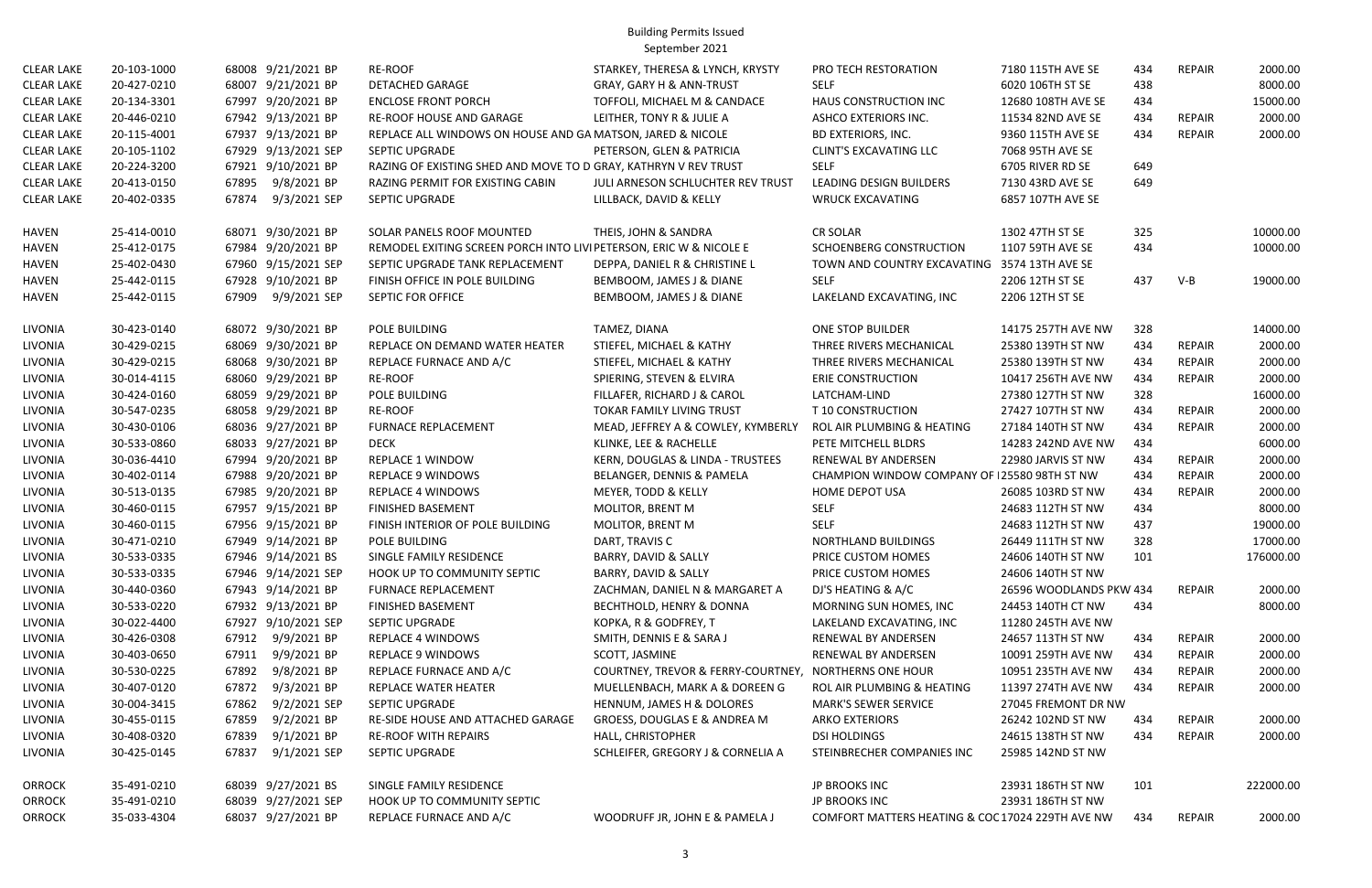Building Permits Issued
September 2021

| | | | | | | | | | | |
|---|---|---|---|---|---|---|---|---|---|---|
| CLEAR LAKE | 20-103-1000 | 68008 | 9/21/2021 BP | RE-ROOF | STARKEY, THERESA & LYNCH, KRYSTY | PRO TECH RESTORATION | 7180 115TH AVE SE | 434 | REPAIR | 2000.00 |
| CLEAR LAKE | 20-427-0210 | 68007 | 9/21/2021 BP | DETACHED GARAGE | GRAY, GARY H & ANN-TRUST | SELF | 6020 106TH ST SE | 438 | | 8000.00 |
| CLEAR LAKE | 20-134-3301 | 67997 | 9/20/2021 BP | ENCLOSE FRONT PORCH | TOFFOLI, MICHAEL M & CANDACE | HAUS CONSTRUCTION INC | 12680 108TH AVE SE | 434 | | 15000.00 |
| CLEAR LAKE | 20-446-0210 | 67942 | 9/13/2021 BP | RE-ROOF HOUSE AND GARAGE | LEITHER, TONY R & JULIE A | ASHCO EXTERIORS INC. | 11534 82ND AVE SE | 434 | REPAIR | 2000.00 |
| CLEAR LAKE | 20-115-4001 | 67937 | 9/13/2021 BP | REPLACE ALL WINDOWS ON HOUSE AND GA | MATSON, JARED & NICOLE | BD EXTERIORS, INC. | 9360 115TH AVE SE | 434 | REPAIR | 2000.00 |
| CLEAR LAKE | 20-105-1102 | 67929 | 9/13/2021 SEP | SEPTIC UPGRADE | PETERSON, GLEN & PATRICIA | CLINT'S EXCAVATING LLC | 7068 95TH AVE SE | | | |
| CLEAR LAKE | 20-224-3200 | 67921 | 9/10/2021 BP | RAZING OF EXISTING SHED AND MOVE TO D | GRAY, KATHRYN V REV TRUST | SELF | 6705 RIVER RD SE | 649 | | |
| CLEAR LAKE | 20-413-0150 | 67895 | 9/8/2021 BP | RAZING PERMIT FOR EXISTING CABIN | JULI ARNESON SCHLUCHTER REV TRUST | LEADING DESIGN BUILDERS | 7130 43RD AVE SE | 649 | | |
| CLEAR LAKE | 20-402-0335 | 67874 | 9/3/2021 SEP | SEPTIC UPGRADE | LILLBACK, DAVID & KELLY | WRUCK EXCAVATING | 6857 107TH AVE SE | | | |
| HAVEN | 25-414-0010 | 68071 | 9/30/2021 BP | SOLAR PANELS ROOF MOUNTED | THEIS, JOHN & SANDRA | CR SOLAR | 1302 47TH ST SE | 325 | | 10000.00 |
| HAVEN | 25-412-0175 | 67984 | 9/20/2021 BP | REMODEL EXITING SCREEN PORCH INTO LIVI | PETERSON, ERIC W & NICOLE E | SCHOENBERG CONSTRUCTION | 1107 59TH AVE SE | 434 | | 10000.00 |
| HAVEN | 25-402-0430 | 67960 | 9/15/2021 SEP | SEPTIC UPGRADE TANK REPLACEMENT | DEPPA, DANIEL R & CHRISTINE L | TOWN AND COUNTRY EXCAVATING | 3574 13TH AVE SE | | | |
| HAVEN | 25-442-0115 | 67928 | 9/10/2021 BP | FINISH OFFICE IN POLE BUILDING | BEMBOOM, JAMES J & DIANE | SELF | 2206 12TH ST SE | 437 | V-B | 19000.00 |
| HAVEN | 25-442-0115 | 67909 | 9/9/2021 SEP | SEPTIC FOR OFFICE | BEMBOOM, JAMES J & DIANE | LAKELAND EXCAVATING, INC | 2206 12TH ST SE | | | |
| LIVONIA | 30-423-0140 | 68072 | 9/30/2021 BP | POLE BUILDING | TAMEZ, DIANA | ONE STOP BUILDER | 14175 257TH AVE NW | 328 | | 14000.00 |
| LIVONIA | 30-429-0215 | 68069 | 9/30/2021 BP | REPLACE ON DEMAND WATER HEATER | STIEFEL, MICHAEL & KATHY | THREE RIVERS MECHANICAL | 25380 139TH ST NW | 434 | REPAIR | 2000.00 |
| LIVONIA | 30-429-0215 | 68068 | 9/30/2021 BP | REPLACE FURNACE AND A/C | STIEFEL, MICHAEL & KATHY | THREE RIVERS MECHANICAL | 25380 139TH ST NW | 434 | REPAIR | 2000.00 |
| LIVONIA | 30-014-4115 | 68060 | 9/29/2021 BP | RE-ROOF | SPIERING, STEVEN & ELVIRA | ERIE CONSTRUCTION | 10417 256TH AVE NW | 434 | REPAIR | 2000.00 |
| LIVONIA | 30-424-0160 | 68059 | 9/29/2021 BP | POLE BUILDING | FILLAFER, RICHARD J & CAROL | LATCHAM-LIND | 27380 127TH ST NW | 328 | | 16000.00 |
| LIVONIA | 30-547-0235 | 68058 | 9/29/2021 BP | RE-ROOF | TOKAR FAMILY LIVING TRUST | T 10 CONSTRUCTION | 27427 107TH ST NW | 434 | REPAIR | 2000.00 |
| LIVONIA | 30-430-0106 | 68036 | 9/27/2021 BP | FURNACE REPLACEMENT | MEAD, JEFFREY A & COWLEY, KYMBERLY | ROL AIR PLUMBING & HEATING | 27184 140TH ST NW | 434 | REPAIR | 2000.00 |
| LIVONIA | 30-533-0860 | 68033 | 9/27/2021 BP | DECK | KLINKE, LEE & RACHELLE | PETE MITCHELL BLDRS | 14283 242ND AVE NW | 434 | | 6000.00 |
| LIVONIA | 30-036-4410 | 67994 | 9/20/2021 BP | REPLACE 1 WINDOW | KERN, DOUGLAS & LINDA - TRUSTEES | RENEWAL BY ANDERSEN | 22980 JARVIS ST NW | 434 | REPAIR | 2000.00 |
| LIVONIA | 30-402-0114 | 67988 | 9/20/2021 BP | REPLACE 9 WINDOWS | BELANGER, DENNIS & PAMELA | CHAMPION WINDOW COMPANY OF I | 25580 98TH ST NW | 434 | REPAIR | 2000.00 |
| LIVONIA | 30-513-0135 | 67985 | 9/20/2021 BP | REPLACE 4 WINDOWS | MEYER, TODD & KELLY | HOME DEPOT USA | 26085 103RD ST NW | 434 | REPAIR | 2000.00 |
| LIVONIA | 30-460-0115 | 67957 | 9/15/2021 BP | FINISHED BASEMENT | MOLITOR, BRENT M | SELF | 24683 112TH ST NW | 434 | | 8000.00 |
| LIVONIA | 30-460-0115 | 67956 | 9/15/2021 BP | FINISH INTERIOR OF POLE BUILDING | MOLITOR, BRENT M | SELF | 24683 112TH ST NW | 437 | | 19000.00 |
| LIVONIA | 30-471-0210 | 67949 | 9/14/2021 BP | POLE BUILDING | DART, TRAVIS C | NORTHLAND BUILDINGS | 26449 111TH ST NW | 328 | | 17000.00 |
| LIVONIA | 30-533-0335 | 67946 | 9/14/2021 BS | SINGLE FAMILY RESIDENCE | BARRY, DAVID & SALLY | PRICE CUSTOM HOMES | 24606 140TH ST NW | 101 | | 176000.00 |
| LIVONIA | 30-533-0335 | 67946 | 9/14/2021 SEP | HOOK UP TO COMMUNITY SEPTIC | BARRY, DAVID & SALLY | PRICE CUSTOM HOMES | 24606 140TH ST NW | | | |
| LIVONIA | 30-440-0360 | 67943 | 9/14/2021 BP | FURNACE REPLACEMENT | ZACHMAN, DANIEL N & MARGARET A | DJ'S HEATING & A/C | 26596 WOODLANDS PKW | 434 | REPAIR | 2000.00 |
| LIVONIA | 30-533-0220 | 67932 | 9/13/2021 BP | FINISHED BASEMENT | BECHTHOLD, HENRY & DONNA | MORNING SUN HOMES, INC | 24453 140TH CT NW | 434 | | 8000.00 |
| LIVONIA | 30-022-4400 | 67927 | 9/10/2021 SEP | SEPTIC UPGRADE | KOPKA, R & GODFREY, T | LAKELAND EXCAVATING, INC | 11280 245TH AVE NW | | | |
| LIVONIA | 30-426-0308 | 67912 | 9/9/2021 BP | REPLACE 4 WINDOWS | SMITH, DENNIS E & SARA J | RENEWAL BY ANDERSEN | 24657 113TH ST NW | 434 | REPAIR | 2000.00 |
| LIVONIA | 30-403-0650 | 67911 | 9/9/2021 BP | REPLACE 9 WINDOWS | SCOTT, JASMINE | RENEWAL BY ANDERSEN | 10091 259TH AVE NW | 434 | REPAIR | 2000.00 |
| LIVONIA | 30-530-0225 | 67892 | 9/8/2021 BP | REPLACE FURNACE AND A/C | COURTNEY, TREVOR & FERRY-COURTNEY, | NORTHERNS ONE HOUR | 10951 235TH AVE NW | 434 | REPAIR | 2000.00 |
| LIVONIA | 30-407-0120 | 67872 | 9/3/2021 BP | REPLACE WATER HEATER | MUELLENBACH, MARK A & DOREEN G | ROL AIR PLUMBING & HEATING | 11397 274TH AVE NW | 434 | REPAIR | 2000.00 |
| LIVONIA | 30-004-3415 | 67862 | 9/2/2021 SEP | SEPTIC UPGRADE | HENNUM, JAMES H & DOLORES | MARK'S SEWER SERVICE | 27045 FREMONT DR NW | | | |
| LIVONIA | 30-455-0115 | 67859 | 9/2/2021 BP | RE-SIDE HOUSE AND ATTACHED GARAGE | GROESS, DOUGLAS E & ANDREA M | ARKO EXTERIORS | 26242 102ND ST NW | 434 | REPAIR | 2000.00 |
| LIVONIA | 30-408-0320 | 67839 | 9/1/2021 BP | RE-ROOF WITH REPAIRS | HALL, CHRISTOPHER | DSI HOLDINGS | 24615 138TH ST NW | 434 | REPAIR | 2000.00 |
| LIVONIA | 30-425-0145 | 67837 | 9/1/2021 SEP | SEPTIC UPGRADE | SCHLEIFER, GREGORY J & CORNELIA A | STEINBRECHER COMPANIES INC | 25985 142ND ST NW | | | |
| ORROCK | 35-491-0210 | 68039 | 9/27/2021 BS | SINGLE FAMILY RESIDENCE | | JP BROOKS INC | 23931 186TH ST NW | 101 | | 222000.00 |
| ORROCK | 35-491-0210 | 68039 | 9/27/2021 SEP | HOOK UP TO COMMUNITY SEPTIC | | JP BROOKS INC | 23931 186TH ST NW | | | |
| ORROCK | 35-033-4304 | 68037 | 9/27/2021 BP | REPLACE FURNACE AND A/C | WOODRUFF JR, JOHN E & PAMELA J | COMFORT MATTERS HEATING & COC | 17024 229TH AVE NW | 434 | REPAIR | 2000.00 |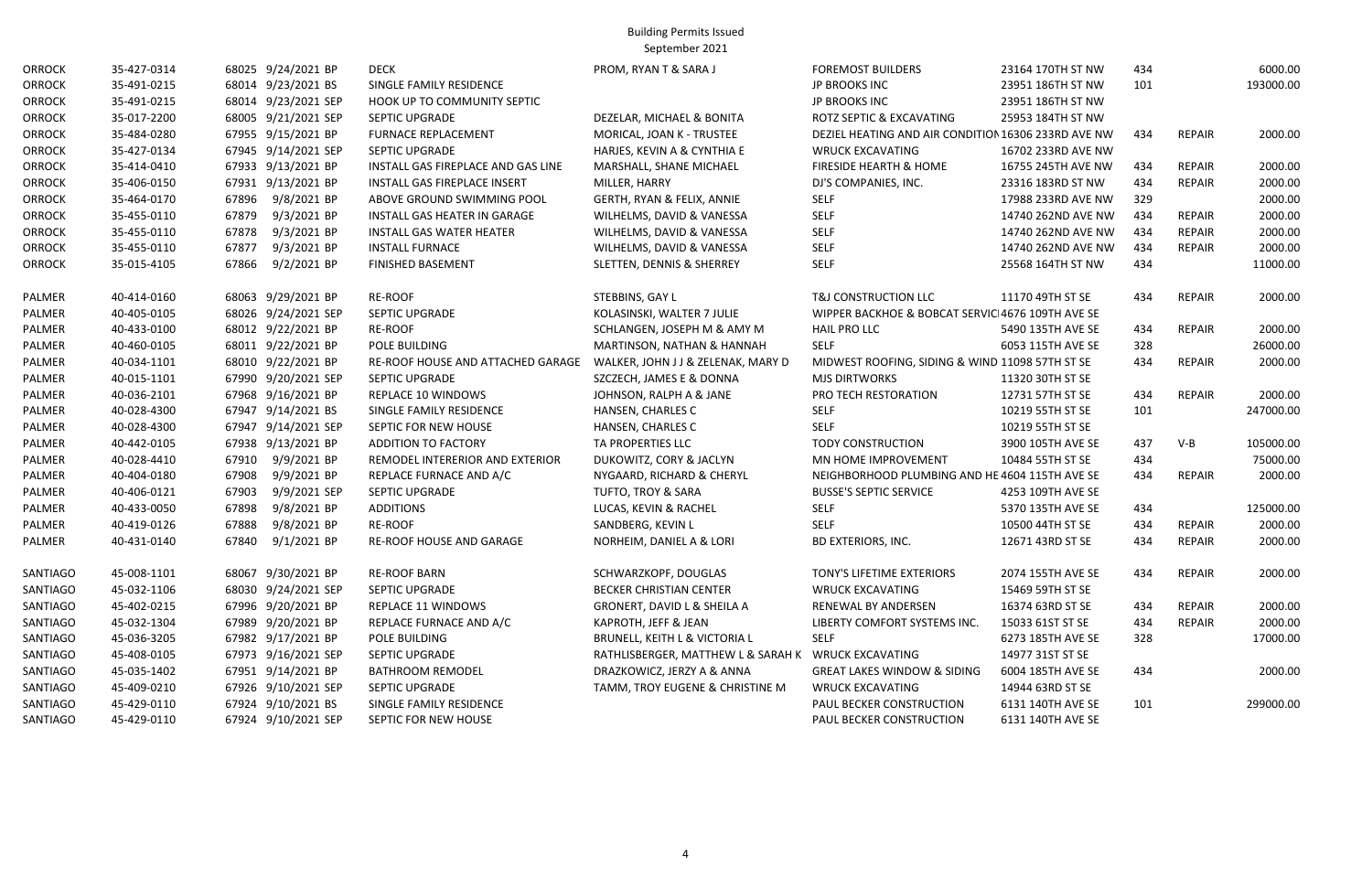# Building Permits Issued

September 2021

| | | | | | | | | | | |
|---|---|---|---|---|---|---|---|---|---|---|
| ORROCK | 35-427-0314 | 68025 | 9/24/2021 BP | DECK | PROM, RYAN T & SARA J | FOREMOST BUILDERS | 23164 170TH ST NW | 434 | | 6000.00 |
| ORROCK | 35-491-0215 | 68014 | 9/23/2021 BS | SINGLE FAMILY RESIDENCE | | JP BROOKS INC | 23951 186TH ST NW | 101 | | 193000.00 |
| ORROCK | 35-491-0215 | 68014 | 9/23/2021 SEP | HOOK UP TO COMMUNITY SEPTIC | | JP BROOKS INC | 23951 186TH ST NW | | | |
| ORROCK | 35-017-2200 | 68005 | 9/21/2021 SEP | SEPTIC UPGRADE | DEZELAR, MICHAEL & BONITA | ROTZ SEPTIC & EXCAVATING | 25953 184TH ST NW | | | |
| ORROCK | 35-484-0280 | 67955 | 9/15/2021 BP | FURNACE REPLACEMENT | MORICAL, JOAN K - TRUSTEE | DEZIEL HEATING AND AIR CONDITION | 16306 233RD AVE NW | 434 | REPAIR | 2000.00 |
| ORROCK | 35-427-0134 | 67945 | 9/14/2021 SEP | SEPTIC UPGRADE | HARJES, KEVIN A & CYNTHIA E | WRUCK EXCAVATING | 16702 233RD AVE NW | | | |
| ORROCK | 35-414-0410 | 67933 | 9/13/2021 BP | INSTALL GAS FIREPLACE AND GAS LINE | MARSHALL, SHANE MICHAEL | FIRESIDE HEARTH & HOME | 16755 245TH AVE NW | 434 | REPAIR | 2000.00 |
| ORROCK | 35-406-0150 | 67931 | 9/13/2021 BP | INSTALL GAS FIREPLACE INSERT | MILLER, HARRY | DJ'S COMPANIES, INC. | 23316 183RD ST NW | 434 | REPAIR | 2000.00 |
| ORROCK | 35-464-0170 | 67896 | 9/8/2021 BP | ABOVE GROUND SWIMMING POOL | GERTH, RYAN & FELIX, ANNIE | SELF | 17988 233RD AVE NW | 329 | | 2000.00 |
| ORROCK | 35-455-0110 | 67879 | 9/3/2021 BP | INSTALL GAS HEATER IN GARAGE | WILHELMS, DAVID & VANESSA | SELF | 14740 262ND AVE NW | 434 | REPAIR | 2000.00 |
| ORROCK | 35-455-0110 | 67878 | 9/3/2021 BP | INSTALL GAS WATER HEATER | WILHELMS, DAVID & VANESSA | SELF | 14740 262ND AVE NW | 434 | REPAIR | 2000.00 |
| ORROCK | 35-455-0110 | 67877 | 9/3/2021 BP | INSTALL FURNACE | WILHELMS, DAVID & VANESSA | SELF | 14740 262ND AVE NW | 434 | REPAIR | 2000.00 |
| ORROCK | 35-015-4105 | 67866 | 9/2/2021 BP | FINISHED BASEMENT | SLETTEN, DENNIS & SHERREY | SELF | 25568 164TH ST NW | 434 | | 11000.00 |
| PALMER | 40-414-0160 | 68063 | 9/29/2021 BP | RE-ROOF | STEBBINS, GAY L | T&J CONSTRUCTION LLC | 11170 49TH ST SE | 434 | REPAIR | 2000.00 |
| PALMER | 40-405-0105 | 68026 | 9/24/2021 SEP | SEPTIC UPGRADE | KOLASINSKI, WALTER 7 JULIE | WIPPER BACKHOE & BOBCAT SERVIC | 4676 109TH AVE SE | | | |
| PALMER | 40-433-0100 | 68012 | 9/22/2021 BP | RE-ROOF | SCHLANGEN, JOSEPH M & AMY M | HAIL PRO LLC | 5490 135TH AVE SE | 434 | REPAIR | 2000.00 |
| PALMER | 40-460-0105 | 68011 | 9/22/2021 BP | POLE BUILDING | MARTINSON, NATHAN & HANNAH | SELF | 6053 115TH AVE SE | 328 | | 26000.00 |
| PALMER | 40-034-1101 | 68010 | 9/22/2021 BP | RE-ROOF HOUSE AND ATTACHED GARAGE | WALKER, JOHN J J & ZELENAK, MARY D | MIDWEST ROOFING, SIDING & WIND | 11098 57TH ST SE | 434 | REPAIR | 2000.00 |
| PALMER | 40-015-1101 | 67990 | 9/20/2021 SEP | SEPTIC UPGRADE | SZCZECH, JAMES E & DONNA | MJS DIRTWORKS | 11320 30TH ST SE | | | |
| PALMER | 40-036-2101 | 67968 | 9/16/2021 BP | REPLACE 10 WINDOWS | JOHNSON, RALPH A & JANE | PRO TECH RESTORATION | 12731 57TH ST SE | 434 | REPAIR | 2000.00 |
| PALMER | 40-028-4300 | 67947 | 9/14/2021 BS | SINGLE FAMILY RESIDENCE | HANSEN, CHARLES C | SELF | 10219 55TH ST SE | 101 | | 247000.00 |
| PALMER | 40-028-4300 | 67947 | 9/14/2021 SEP | SEPTIC FOR NEW HOUSE | HANSEN, CHARLES C | SELF | 10219 55TH ST SE | | | |
| PALMER | 40-442-0105 | 67938 | 9/13/2021 BP | ADDITION TO FACTORY | TA PROPERTIES LLC | TODY CONSTRUCTION | 3900 105TH AVE SE | 437 | V-B | 105000.00 |
| PALMER | 40-028-4410 | 67910 | 9/9/2021 BP | REMODEL INTEREROR AND EXTERIOR | DUKOWITZ, CORY & JACLYN | MN HOME IMPROVEMENT | 10484 55TH ST SE | 434 | | 75000.00 |
| PALMER | 40-404-0180 | 67908 | 9/9/2021 BP | REPLACE FURNACE AND A/C | NYGAARD, RICHARD & CHERYL | NEIGHBORHOOD PLUMBING AND HE | 4604 115TH AVE SE | 434 | REPAIR | 2000.00 |
| PALMER | 40-406-0121 | 67903 | 9/9/2021 SEP | SEPTIC UPGRADE | TUFTO, TROY & SARA | BUSSE'S SEPTIC SERVICE | 4253 109TH AVE SE | | | |
| PALMER | 40-433-0050 | 67898 | 9/8/2021 BP | ADDITIONS | LUCAS, KEVIN & RACHEL | SELF | 5370 135TH AVE SE | 434 | | 125000.00 |
| PALMER | 40-419-0126 | 67888 | 9/8/2021 BP | RE-ROOF | SANDBERG, KEVIN L | SELF | 10500 44TH ST SE | 434 | REPAIR | 2000.00 |
| PALMER | 40-431-0140 | 67840 | 9/1/2021 BP | RE-ROOF HOUSE AND GARAGE | NORHEIM, DANIEL A & LORI | BD EXTERIORS, INC. | 12671 43RD ST SE | 434 | REPAIR | 2000.00 |
| SANTIAGO | 45-008-1101 | 68067 | 9/30/2021 BP | RE-ROOF BARN | SCHWARZKOPF, DOUGLAS | TONY'S LIFETIME EXTERIORS | 2074 155TH AVE SE | 434 | REPAIR | 2000.00 |
| SANTIAGO | 45-032-1106 | 68030 | 9/24/2021 SEP | SEPTIC UPGRADE | BECKER CHRISTIAN CENTER | WRUCK EXCAVATING | 15469 59TH ST SE | | | |
| SANTIAGO | 45-402-0215 | 67996 | 9/20/2021 BP | REPLACE 11 WINDOWS | GRONERT, DAVID L & SHEILA A | RENEWAL BY ANDERSEN | 16374 63RD ST SE | 434 | REPAIR | 2000.00 |
| SANTIAGO | 45-032-1304 | 67989 | 9/20/2021 BP | REPLACE FURNACE AND A/C | KAPROTH, JEFF & JEAN | LIBERTY COMFORT SYSTEMS INC. | 15033 61ST ST SE | 434 | REPAIR | 2000.00 |
| SANTIAGO | 45-036-3205 | 67982 | 9/17/2021 BP | POLE BUILDING | BRUNELL, KEITH L & VICTORIA L | SELF | 6273 185TH AVE SE | 328 | | 17000.00 |
| SANTIAGO | 45-408-0105 | 67973 | 9/16/2021 SEP | SEPTIC UPGRADE | RATHLISBERGER, MATTHEW L & SARAH K | WRUCK EXCAVATING | 14977 31ST ST SE | | | |
| SANTIAGO | 45-035-1402 | 67951 | 9/14/2021 BP | BATHROOM REMODEL | DRAZKOWICZ, JERZY A & ANNA | GREAT LAKES WINDOW & SIDING | 6004 185TH AVE SE | 434 | | 2000.00 |
| SANTIAGO | 45-409-0210 | 67926 | 9/10/2021 SEP | SEPTIC UPGRADE | TAMM, TROY EUGENE & CHRISTINE M | WRUCK EXCAVATING | 14944 63RD ST SE | | | |
| SANTIAGO | 45-429-0110 | 67924 | 9/10/2021 BS | SINGLE FAMILY RESIDENCE | | PAUL BECKER CONSTRUCTION | 6131 140TH AVE SE | 101 | | 299000.00 |
| SANTIAGO | 45-429-0110 | 67924 | 9/10/2021 SEP | SEPTIC FOR NEW HOUSE | | PAUL BECKER CONSTRUCTION | 6131 140TH AVE SE | | | |